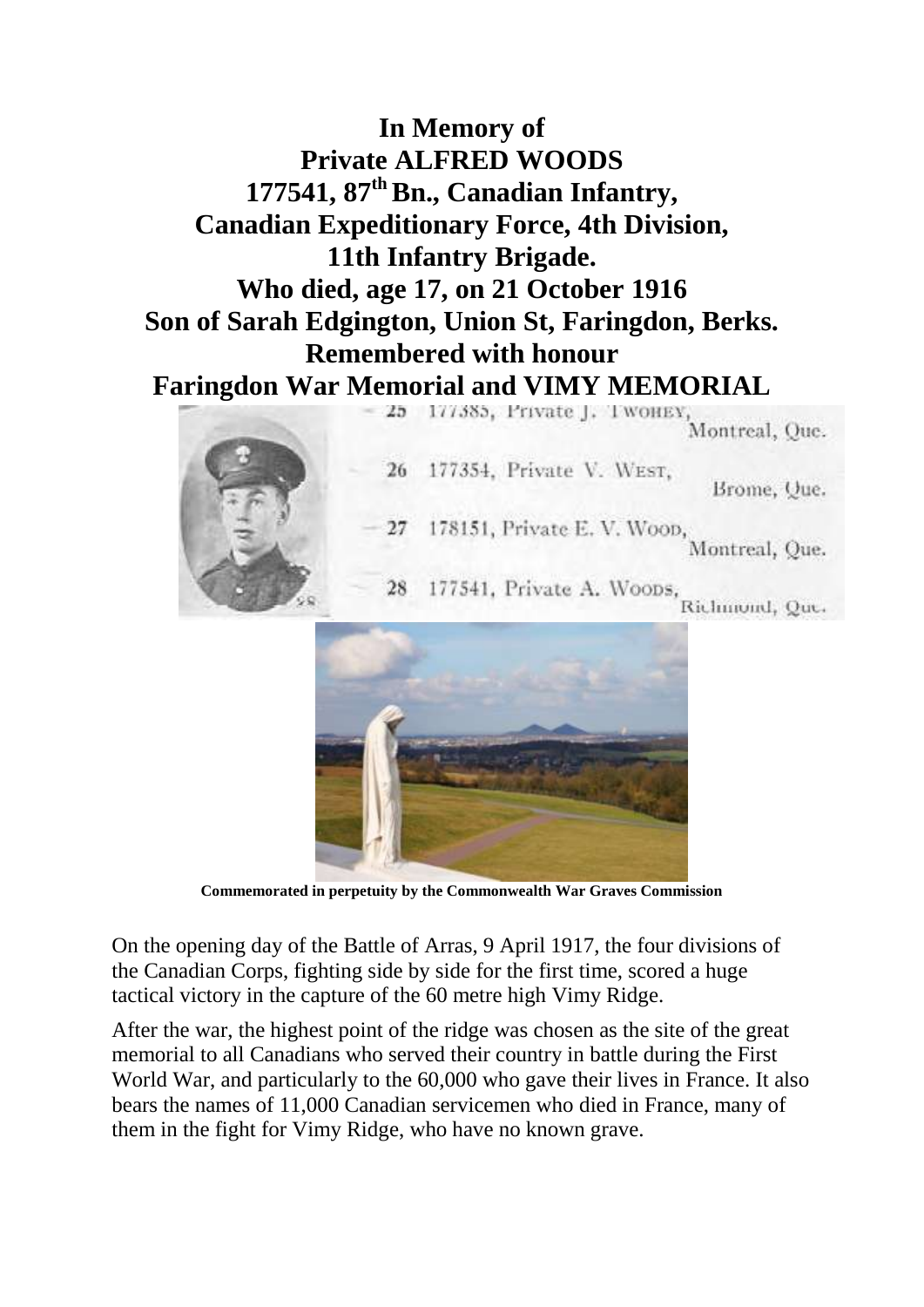# In Memory of
# Private ALFRED WOODS
## 177541, 87th Bn., Canadian Infantry, Canadian Expeditionary Force, 4th Division, 11th Infantry Brigade.
## Who died, age 17, on 21 October 1916
## Son of Sarah Edgington, Union St, Faringdon, Berks.
## Remembered with honour
## Faringdon War Memorial and VIMY MEMORIAL

25 177385, Private J. Twohey, Montreal, Que.

26 177354, Private V. West, Brome, Que.

27 178151, Private E. V. Wood, Montreal, Que.

28 177541, Private A. Woods, Richmond, Que.

**Commemorated in perpetuity by the Commonwealth War Graves Commission**

On the opening day of the Battle of Arras, 9 April 1917, the four divisions of the Canadian Corps, fighting side by side for the first time, scored a huge tactical victory in the capture of the 60 metre high Vimy Ridge.

After the war, the highest point of the ridge was chosen as the site of the great memorial to all Canadians who served their country in battle during the First World War, and particularly to the 60,000 who gave their lives in France. It also bears the names of 11,000 Canadian servicemen who died in France, many of them in the fight for Vimy Ridge, who have no known grave.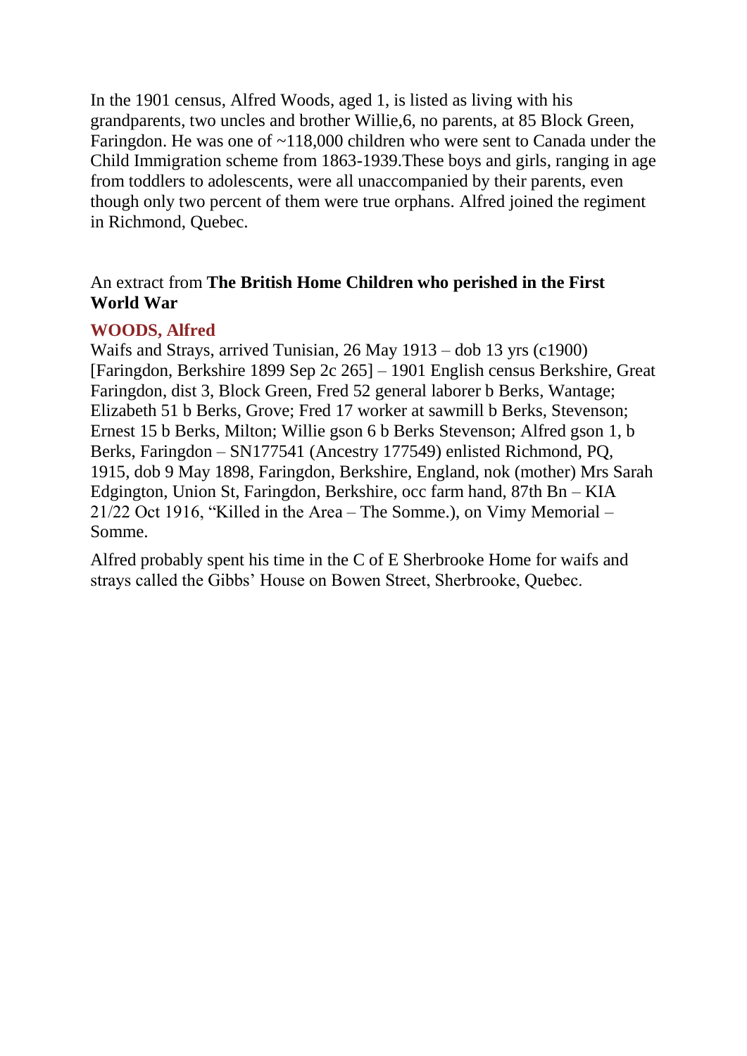In the 1901 census, Alfred Woods, aged 1, is listed as living with his grandparents, two uncles and brother Willie,6, no parents, at 85 Block Green, Faringdon. He was one of ~118,000 children who were sent to Canada under the Child Immigration scheme from 1863-1939.These boys and girls, ranging in age from toddlers to adolescents, were all unaccompanied by their parents, even though only two percent of them were true orphans. Alfred joined the regiment in Richmond, Quebec.

An extract from **The British Home Children who perished in the First World War**

### WOODS, Alfred

Waifs and Strays, arrived Tunisian, 26 May 1913 – dob 13 yrs (c1900) [Faringdon, Berkshire 1899 Sep 2c 265] – 1901 English census Berkshire, Great Faringdon, dist 3, Block Green, Fred 52 general laborer b Berks, Wantage; Elizabeth 51 b Berks, Grove; Fred 17 worker at sawmill b Berks, Stevenson; Ernest 15 b Berks, Milton; Willie gson 6 b Berks Stevenson; Alfred gson 1, b Berks, Faringdon – SN177541 (Ancestry 177549) enlisted Richmond, PQ, 1915, dob 9 May 1898, Faringdon, Berkshire, England, nok (mother) Mrs Sarah Edgington, Union St, Faringdon, Berkshire, occ farm hand, 87th Bn – KIA 21/22 Oct 1916, "Killed in the Area – The Somme.), on Vimy Memorial – Somme.

Alfred probably spent his time in the C of E Sherbrooke Home for waifs and strays called the Gibbs' House on Bowen Street, Sherbrooke, Quebec.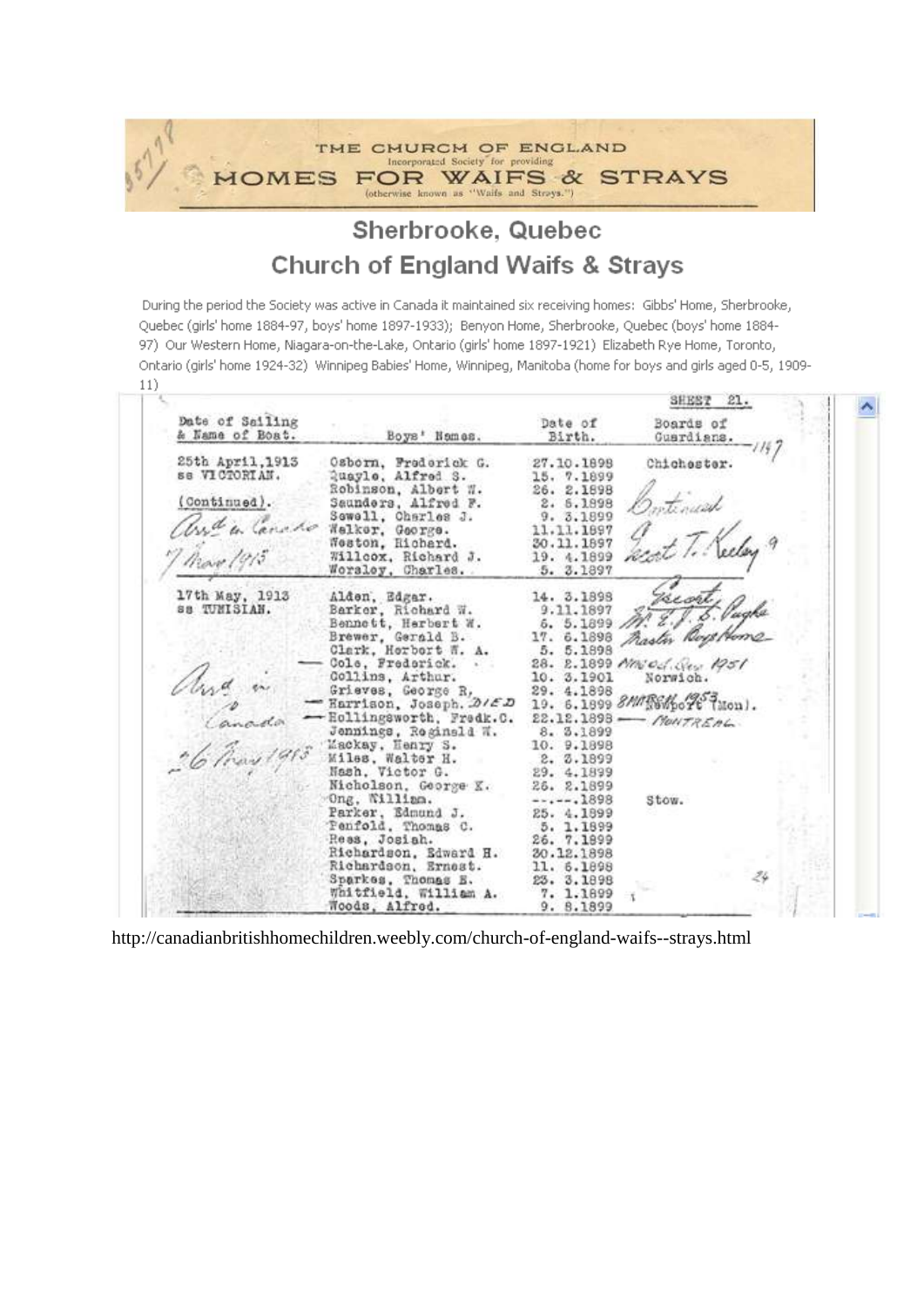THE CHURCH OF ENGLAND
Incorporated Society for providing
HOMES FOR WAIFS & STRAYS
(otherwise known as "Waifs and Strays.")

## Sherbrooke, Quebec

## Church of England Waifs & Strays

During the period the Society was active in Canada it maintained six receiving homes: Gibbs' Home, Sherbrooke, Quebec (girls' home 1884-97, boys' home 1897-1933); Benyon Home, Sherbrooke, Quebec (boys' home 1884-97) Our Western Home, Niagara-on-the-Lake, Ontario (girls' home 1897-1921) Elizabeth Rye Home, Toronto, Ontario (girls' home 1924-32) Winnipeg Babies' Home, Winnipeg, Manitoba (home for boys and girls aged 0-5, 1909-11)

SHEET 21.

| Date of Sailing & Name of Boat. | Boys' Names. | Date of Birth. | Boards of Guardians. |
|---|---|---|---|
| 25th April,1913 ss VICTORIAN. | Osborn, Frederick G. | 27.10.1898 | Chichester. |
| | Quayle, Alfred S. | 15. 7.1899 | |
| (Continued). | Robinson, Albert W. | 26. 2.1898 | |
| | Saunders, Alfred F. | 2. 6.1898 | Continued |
| Arr'd in Canada | Sewell, Charles J. | 9. 3.1899 | |
| | Walker, George. | 11.11.1897 | |
| 7 May 1913 | Weston, Richard. | 30.11.1897 | Escort T. Keeley |
| | Willcox, Richard J. | 19. 4.1899 | |
| | Worsley, Charles. | 5. 3.1897 | |
| 17th May, 1913 ss TUNISIAN. | Alden, Edgar. | 14. 3.1898 | Escort |
| | Barker, Richard W. | 9.11.1897 | Mr. E. J. S. Pughe |
| | Bennett, Herbert W. | 6. 5.1899 | Rustin Boys Home |
| | Brewer, Gerald B. | 17. 6.1898 | |
| | Clark, Herbert W. A. | 5. 5.1898 | |
| | Cole, Frederick. | 28. 2.1899 | Married Dec 1951 |
| Arr'd in Canada | Collins, Arthur. | 10. 3.1901 | Norwich. |
| | Grieves, George R. | 29. 4.1898 | |
| 26 May 1913 | Harrison, Joseph. DIED | 19. 6.1899 | 8 MARCH 1953 (Newport Mon). |
| | Hollingsworth, Fredk.C. | 22.12.1898 | MONTREAL |
| | Jennings, Reginald W. | 8. 3.1899 | |
| | Mackay, Henry S. | 10. 9.1898 | |
| | Miles, Walter H. | 2. 3.1899 | |
| | Nash, Victor G. | 29. 4.1899 | |
| | Nicholson, George E. | 26. 2.1899 | |
| | Ong, William. | --.--.1898 | Stow. |
| | Parker, Edmund J. | 25. 4.1899 | |
| | Penfold, Thomas C. | 5. 1.1899 | |
| | Rees, Josiah. | 26. 7.1899 | |
| | Richardson, Edward H. | 30.12.1898 | |
| | Richardson, Ernest. | 11. 6.1898 | |
| | Sparkes, Thomas E. | 23. 3.1898 | |
| | Whitfield, William A. | 7. 1.1899 | |
| | Woods, Alfred. | 9. 8.1899 | |

http://canadianbritishhomechildren.weebly.com/church-of-england-waifs--strays.html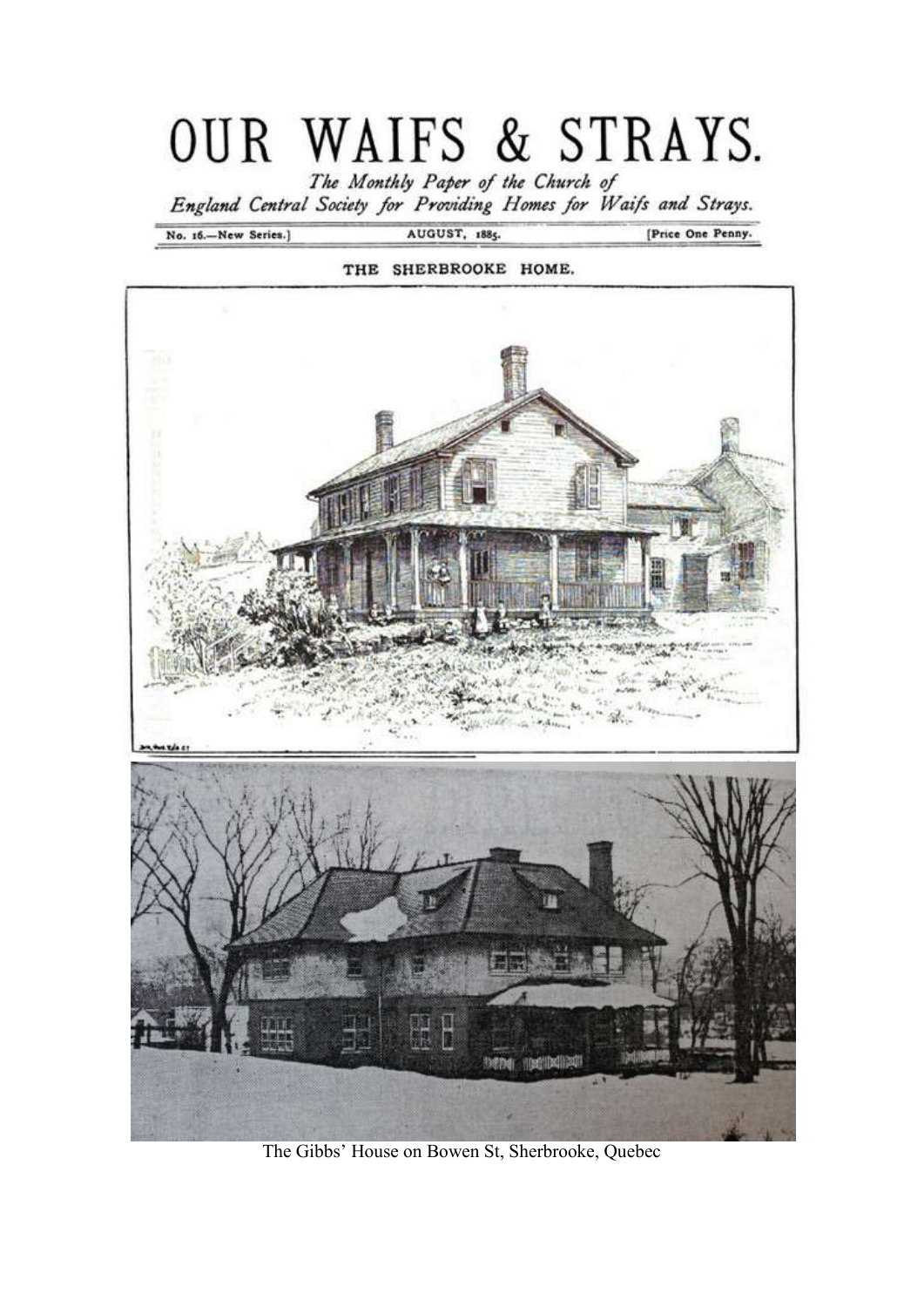# OUR WAIFS & STRAYS.

*The Monthly Paper of the Church of England Central Society for Providing Homes for Waifs and Strays.*

No. 16.—New Series.] AUGUST, 1885. [Price One Penny.

THE SHERBROOKE HOME.

The Gibbs' House on Bowen St, Sherbrooke, Quebec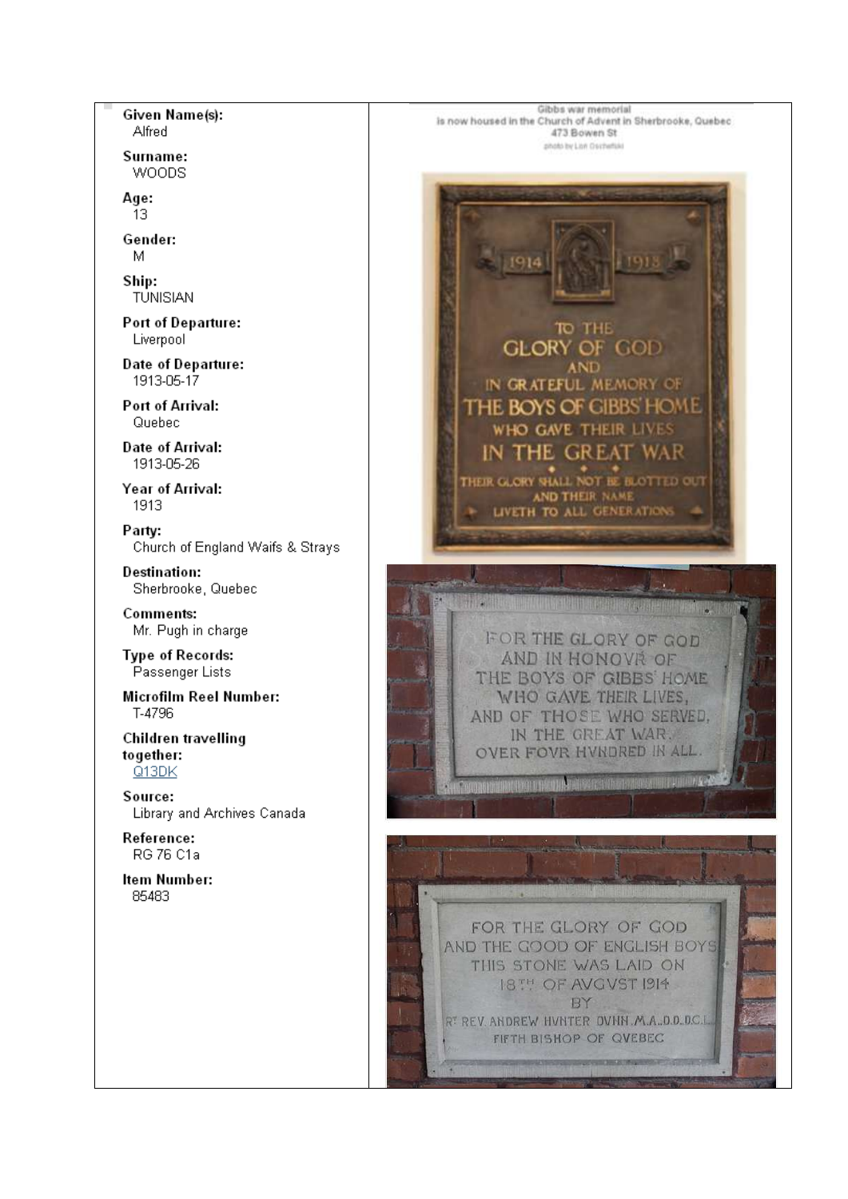**Given Name(s):**
Alfred

**Surname:**
WOODS

**Age:**
13

**Gender:**
M

**Ship:**
TUNISIAN

**Port of Departure:**
Liverpool

**Date of Departure:**
1913-05-17

**Port of Arrival:**
Quebec

**Date of Arrival:**
1913-05-26

**Year of Arrival:**
1913

**Party:**
Church of England Waifs & Strays

**Destination:**
Sherbrooke, Quebec

**Comments:**
Mr. Pugh in charge

**Type of Records:**
Passenger Lists

**Microfilm Reel Number:**
T-4796

**Children travelling together:**
Q13DK

**Source:**
Library and Archives Canada

**Reference:**
RG 76 C1a

**Item Number:**
85483

Gibbs war memorial
is now housed in the Church of Advent in Sherbrooke, Quebec
473 Bowen St
photo by Lori Oschefski

1914 1918

TO THE
GLORY OF GOD
AND
IN GRATEFUL MEMORY OF
THE BOYS OF GIBBS' HOME
WHO GAVE THEIR LIVES
IN THE GREAT WAR
THEIR GLORY SHALL NOT BE BLOTTED OUT
AND THEIR NAME
LIVETH TO ALL GENERATIONS

FOR THE GLORY OF GOD
AND IN HONOVR OF
THE BOYS OF GIBBS' HOME
WHO GAVE THEIR LIVES,
AND OF THOSE WHO SERVED,
IN THE GREAT WAR.
OVER FOVR HVNDRED IN ALL.

FOR THE GLORY OF GOD
AND THE GOOD OF ENGLISH BOYS
THIS STONE WAS LAID ON
18TH OF AVGVST 1914
BY
RT REV. ANDREW HVNTER DVNN, M.A., D.D., D.C.L.
FIFTH BISHOP OF QVEBEC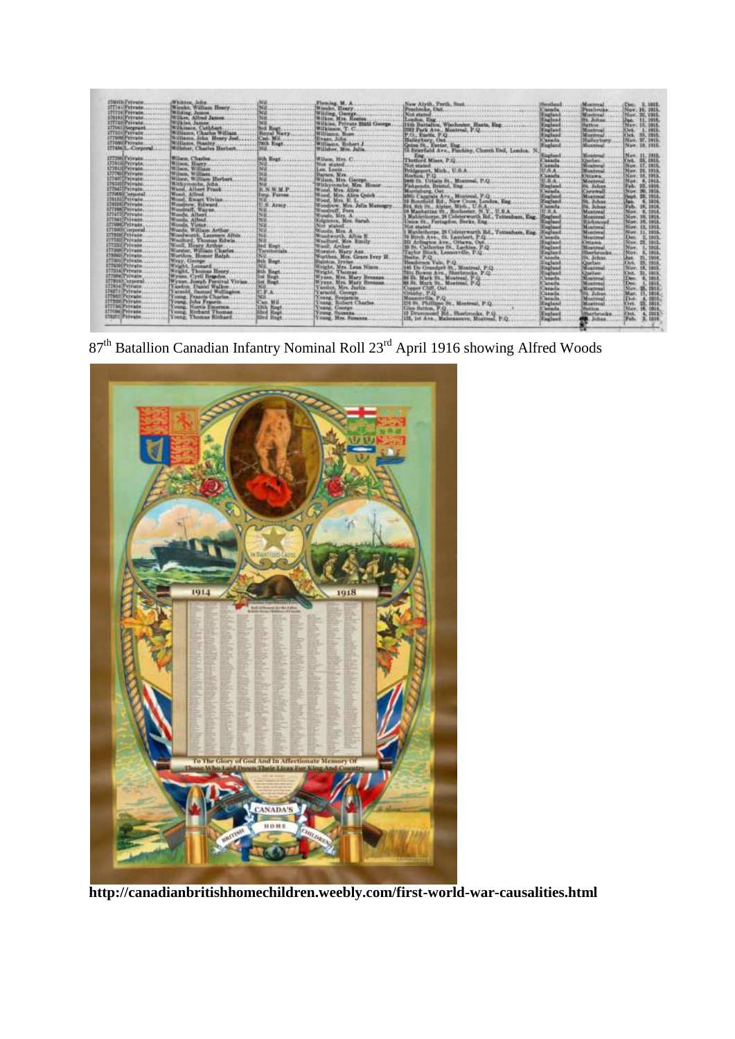87th Batallion Canadian Infantry Nominal Roll 23rd April 1916 showing Alfred Woods

**http://canadianbritishhomechildren.weebly.com/first-world-war-causalities.html**